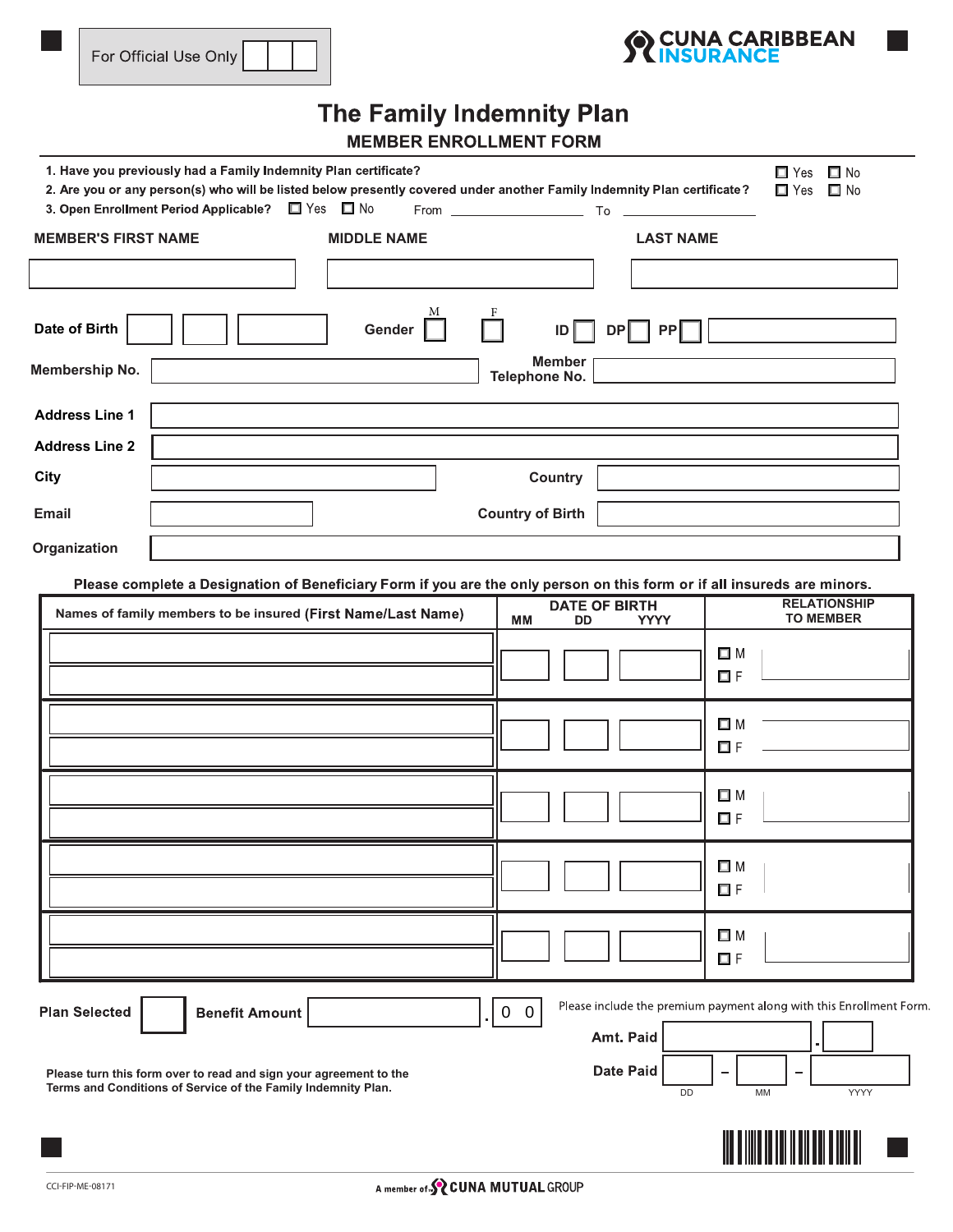For Official Use Only

CUNA CARIBBEAN INSURANCE

# The Family Indemnity Plan

## MEMBER ENROLLMENT FORM

1. Have you previously had a Family Indemnity Plan certificate? ☐ Yes ☐ No
2. Are you or any person(s) who will be listed below presently covered under another Family Indemnity Plan certificate? ☐ Yes ☐ No
3. Open Enrollment Period Applicable? ☐ Yes ☐ No From \_\_\_\_\_\_\_\_\_\_ To \_\_\_\_\_\_\_\_\_\_

**MEMBER'S FIRST NAME** | **MIDDLE NAME** | **LAST NAME**

**Date of Birth** | **Gender** M ☐ F ☐ | ID ☐ DP ☐ PP ☐

**Membership No.** | **Member Telephone No.**

**Address Line 1**

**Address Line 2**

**City** | **Country**

**Email** | **Country of Birth**

**Organization**

**Please complete a Designation of Beneficiary Form if you are the only person on this form or if all insureds are minors.**

| Names of family members to be insured (First Name/Last Name) | DATE OF BIRTH MM DD YYYY | RELATIONSHIP TO MEMBER |
|---|---|---|
| | | ☐ M ☐ F |
| | | ☐ M ☐ F |
| | | ☐ M ☐ F |
| | | ☐ M ☐ F |
| | | ☐ M ☐ F |

**Plan Selected** | **Benefit Amount** . 0 0

Please include the premium payment along with this Enrollment Form.

**Amt. Paid** .

**Date Paid** DD – MM – YYYY

**Please turn this form over to read and sign your agreement to the Terms and Conditions of Service of the Family Indemnity Plan.**

CCI-FIP-ME-08171

A member of CUNA MUTUAL GROUP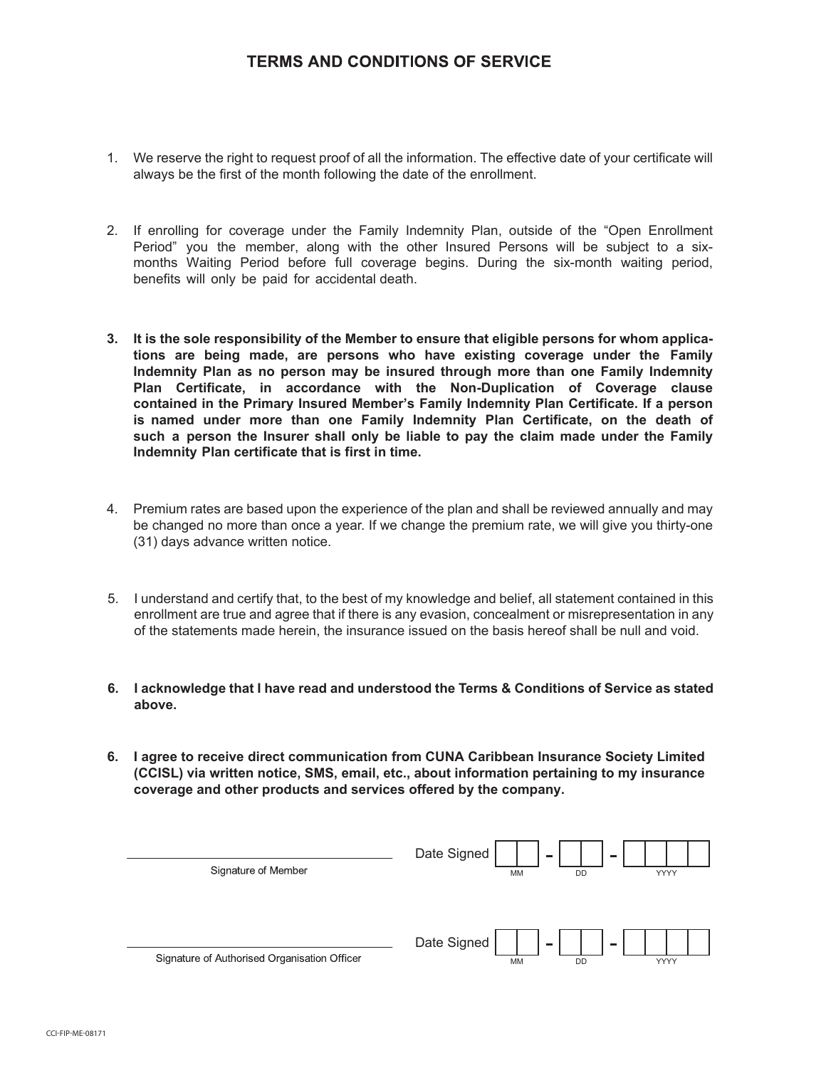## TERMS AND CONDITIONS OF SERVICE

1. We reserve the right to request proof of all the information. The effective date of your certificate will always be the first of the month following the date of the enrollment.

2. If enrolling for coverage under the Family Indemnity Plan, outside of the "Open Enrollment Period" you the member, along with the other Insured Persons will be subject to a six-months Waiting Period before full coverage begins. During the six-month waiting period, benefits will only be paid for accidental death.

3. **It is the sole responsibility of the Member to ensure that eligible persons for whom applications are being made, are persons who have existing coverage under the Family Indemnity Plan as no person may be insured through more than one Family Indemnity Plan Certificate, in accordance with the Non-Duplication of Coverage clause contained in the Primary Insured Member's Family Indemnity Plan Certificate. If a person is named under more than one Family Indemnity Plan Certificate, on the death of such a person the Insurer shall only be liable to pay the claim made under the Family Indemnity Plan certificate that is first in time.**

4. Premium rates are based upon the experience of the plan and shall be reviewed annually and may be changed no more than once a year. If we change the premium rate, we will give you thirty-one (31) days advance written notice.

5. I understand and certify that, to the best of my knowledge and belief, all statement contained in this enrollment are true and agree that if there is any evasion, concealment or misrepresentation in any of the statements made herein, the insurance issued on the basis hereof shall be null and void.

6. **I acknowledge that I have read and understood the Terms & Conditions of Service as stated above.**

6. **I agree to receive direct communication from CUNA Caribbean Insurance Society Limited (CCISL) via written notice, SMS, email, etc., about information pertaining to my insurance coverage and other products and services offered by the company.**

\_\_\_\_\_\_\_\_\_\_\_\_\_\_\_\_\_\_\_\_\_\_\_\_\_\_\_\_\_\_\_\_
Signature of Member

Date Signed ☐☐ - ☐☐ - ☐☐☐☐
MM DD YYYY

\_\_\_\_\_\_\_\_\_\_\_\_\_\_\_\_\_\_\_\_\_\_\_\_\_\_\_\_\_\_\_\_
Signature of Authorised Organisation Officer

Date Signed ☐☐ - ☐☐ - ☐☐☐☐
MM DD YYYY

CCI-FIP-ME-08171